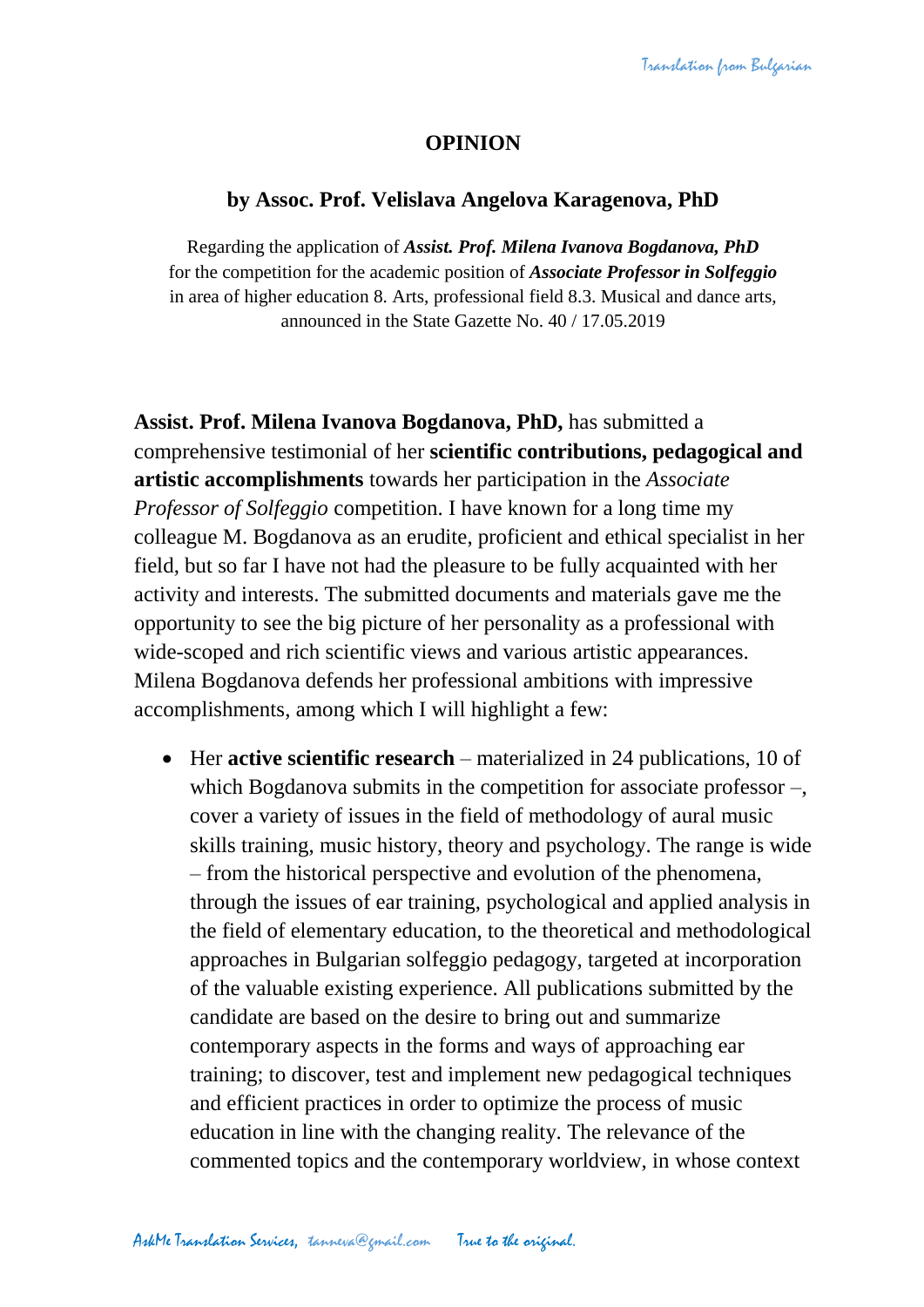# OPINION

## by Assoc. Prof. Velislava Angelova Karagenova, PhD

Regarding the application of ***Assist. Prof. Milena Ivanova Bogdanova, PhD*** for the competition for the academic position of ***Associate Professor in Solfeggio*** in area of higher education 8. Arts, professional field 8.3. Musical and dance arts, announced in the State Gazette No. 40 / 17.05.2019

**Assist. Prof. Milena Ivanova Bogdanova, PhD,** has submitted a comprehensive testimonial of her **scientific contributions, pedagogical and artistic accomplishments** towards her participation in the *Associate Professor of Solfeggio* competition. I have known for a long time my colleague M. Bogdanova as an erudite, proficient and ethical specialist in her field, but so far I have not had the pleasure to be fully acquainted with her activity and interests. The submitted documents and materials gave me the opportunity to see the big picture of her personality as a professional with wide-scoped and rich scientific views and various artistic appearances. Milena Bogdanova defends her professional ambitions with impressive accomplishments, among which I will highlight a few:

- Her **active scientific research** – materialized in 24 publications, 10 of which Bogdanova submits in the competition for associate professor –, cover a variety of issues in the field of methodology of aural music skills training, music history, theory and psychology. The range is wide – from the historical perspective and evolution of the phenomena, through the issues of ear training, psychological and applied analysis in the field of elementary education, to the theoretical and methodological approaches in Bulgarian solfeggio pedagogy, targeted at incorporation of the valuable existing experience. All publications submitted by the candidate are based on the desire to bring out and summarize contemporary aspects in the forms and ways of approaching ear training; to discover, test and implement new pedagogical techniques and efficient practices in order to optimize the process of music education in line with the changing reality. The relevance of the commented topics and the contemporary worldview, in whose context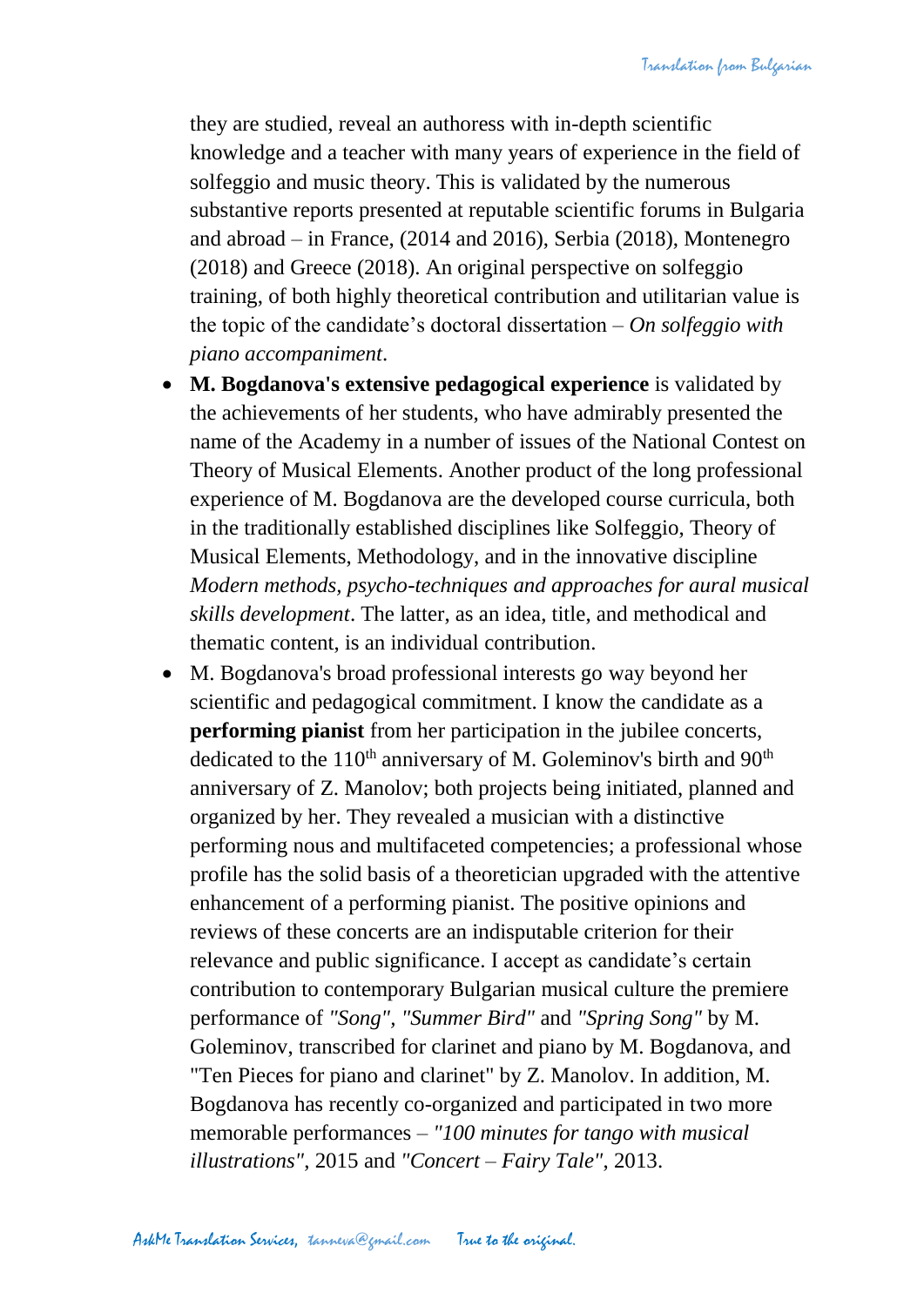they are studied, reveal an authoress with in-depth scientific knowledge and a teacher with many years of experience in the field of solfeggio and music theory. This is validated by the numerous substantive reports presented at reputable scientific forums in Bulgaria and abroad – in France, (2014 and 2016), Serbia (2018), Montenegro (2018) and Greece (2018). An original perspective on solfeggio training, of both highly theoretical contribution and utilitarian value is the topic of the candidate's doctoral dissertation – *On solfeggio with piano accompaniment*.

- **M. Bogdanova's extensive pedagogical experience** is validated by the achievements of her students, who have admirably presented the name of the Academy in a number of issues of the National Contest on Theory of Musical Elements. Another product of the long professional experience of M. Bogdanova are the developed course curricula, both in the traditionally established disciplines like Solfeggio, Theory of Musical Elements, Methodology, and in the innovative discipline *Modern methods, psycho-techniques and approaches for aural musical skills development*. The latter, as an idea, title, and methodical and thematic content, is an individual contribution.
- M. Bogdanova's broad professional interests go way beyond her scientific and pedagogical commitment. I know the candidate as a **performing pianist** from her participation in the jubilee concerts, dedicated to the 110th anniversary of M. Goleminov's birth and 90th anniversary of Z. Manolov; both projects being initiated, planned and organized by her. They revealed a musician with a distinctive performing nous and multifaceted competencies; a professional whose profile has the solid basis of a theoretician upgraded with the attentive enhancement of a performing pianist. The positive opinions and reviews of these concerts are an indisputable criterion for their relevance and public significance. I accept as candidate's certain contribution to contemporary Bulgarian musical culture the premiere performance of *"Song"*, *"Summer Bird"* and *"Spring Song"* by M. Goleminov, transcribed for clarinet and piano by M. Bogdanova, and "Ten Pieces for piano and clarinet" by Z. Manolov. In addition, M. Bogdanova has recently co-organized and participated in two more memorable performances – *"100 minutes for tango with musical illustrations"*, 2015 and *"Concert – Fairy Tale"*, 2013.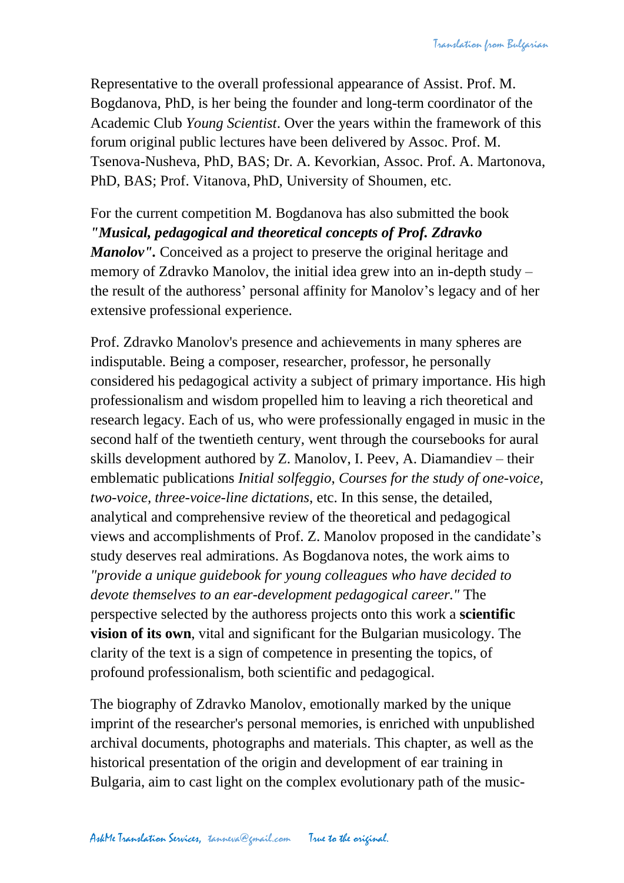Representative to the overall professional appearance of Assist. Prof. M. Bogdanova, PhD, is her being the founder and long-term coordinator of the Academic Club *Young Scientist*. Over the years within the framework of this forum original public lectures have been delivered by Assoc. Prof. M. Tsenova-Nusheva, PhD, BAS; Dr. A. Kevorkian, Assoc. Prof. A. Martonova, PhD, BAS; Prof. Vitanova, PhD, University of Shoumen, etc.

For the current competition M. Bogdanova has also submitted the book ***"Musical, pedagogical and theoretical concepts of Prof. Zdravko Manolov".*** Conceived as a project to preserve the original heritage and memory of Zdravko Manolov, the initial idea grew into an in-depth study – the result of the authoress' personal affinity for Manolov's legacy and of her extensive professional experience.

Prof. Zdravko Manolov's presence and achievements in many spheres are indisputable. Being a composer, researcher, professor, he personally considered his pedagogical activity a subject of primary importance. His high professionalism and wisdom propelled him to leaving a rich theoretical and research legacy. Each of us, who were professionally engaged in music in the second half of the twentieth century, went through the coursebooks for aural skills development authored by Z. Manolov, I. Peev, A. Diamandiev – their emblematic publications *Initial solfeggio*, *Courses for the study of one-voice, two-voice, three-voice-line dictations*, etc. In this sense, the detailed, analytical and comprehensive review of the theoretical and pedagogical views and accomplishments of Prof. Z. Manolov proposed in the candidate's study deserves real admirations. As Bogdanova notes, the work aims to *"provide a unique guidebook for young colleagues who have decided to devote themselves to an ear-development pedagogical career."* The perspective selected by the authoress projects onto this work a **scientific vision of its own**, vital and significant for the Bulgarian musicology. The clarity of the text is a sign of competence in presenting the topics, of profound professionalism, both scientific and pedagogical.

The biography of Zdravko Manolov, emotionally marked by the unique imprint of the researcher's personal memories, is enriched with unpublished archival documents, photographs and materials. This chapter, as well as the historical presentation of the origin and development of ear training in Bulgaria, aim to cast light on the complex evolutionary path of the music-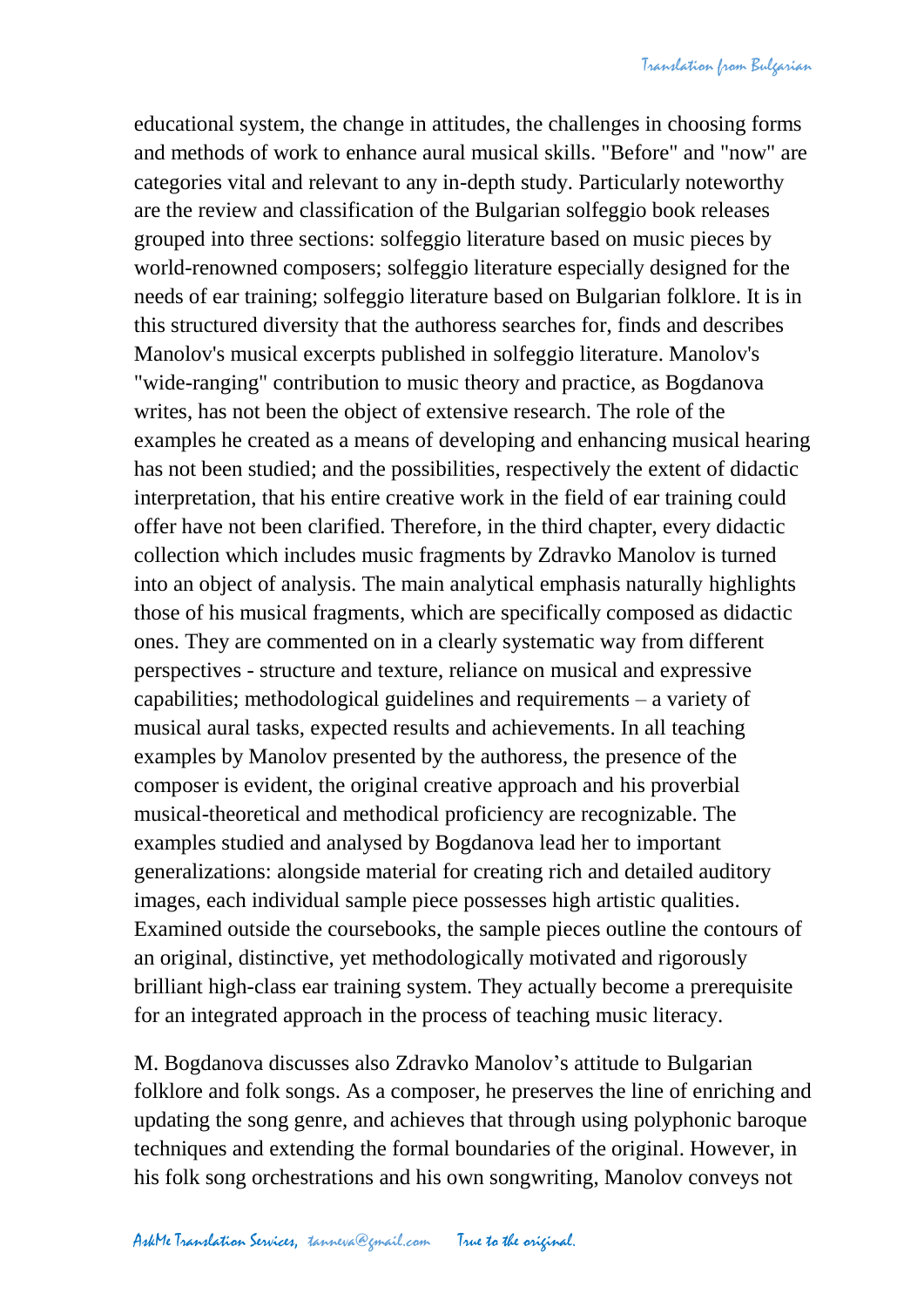educational system, the change in attitudes, the challenges in choosing forms and methods of work to enhance aural musical skills. "Before" and "now" are categories vital and relevant to any in-depth study. Particularly noteworthy are the review and classification of the Bulgarian solfeggio book releases grouped into three sections: solfeggio literature based on music pieces by world-renowned composers; solfeggio literature especially designed for the needs of ear training; solfeggio literature based on Bulgarian folklore. It is in this structured diversity that the authoress searches for, finds and describes Manolov's musical excerpts published in solfeggio literature. Manolov's "wide-ranging" contribution to music theory and practice, as Bogdanova writes, has not been the object of extensive research. The role of the examples he created as a means of developing and enhancing musical hearing has not been studied; and the possibilities, respectively the extent of didactic interpretation, that his entire creative work in the field of ear training could offer have not been clarified. Therefore, in the third chapter, every didactic collection which includes music fragments by Zdravko Manolov is turned into an object of analysis. The main analytical emphasis naturally highlights those of his musical fragments, which are specifically composed as didactic ones. They are commented on in a clearly systematic way from different perspectives - structure and texture, reliance on musical and expressive capabilities; methodological guidelines and requirements – a variety of musical aural tasks, expected results and achievements. In all teaching examples by Manolov presented by the authoress, the presence of the composer is evident, the original creative approach and his proverbial musical-theoretical and methodical proficiency are recognizable. The examples studied and analysed by Bogdanova lead her to important generalizations: alongside material for creating rich and detailed auditory images, each individual sample piece possesses high artistic qualities. Examined outside the coursebooks, the sample pieces outline the contours of an original, distinctive, yet methodologically motivated and rigorously brilliant high-class ear training system. They actually become a prerequisite for an integrated approach in the process of teaching music literacy.

M. Bogdanova discusses also Zdravko Manolov's attitude to Bulgarian folklore and folk songs. As a composer, he preserves the line of enriching and updating the song genre, and achieves that through using polyphonic baroque techniques and extending the formal boundaries of the original. However, in his folk song orchestrations and his own songwriting, Manolov conveys not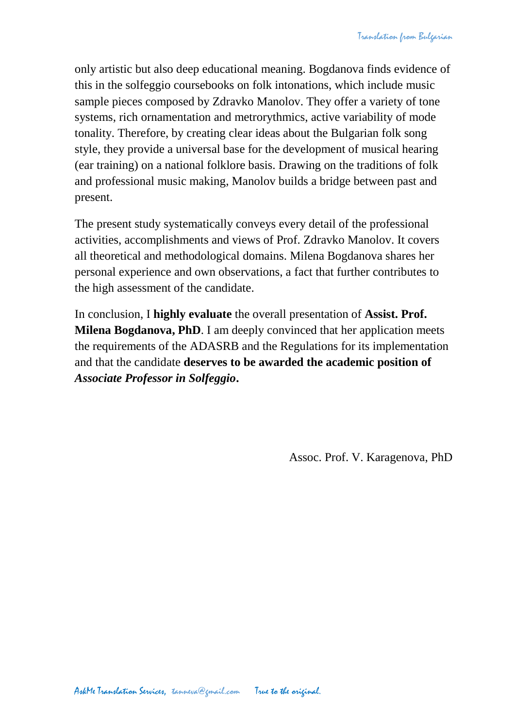only artistic but also deep educational meaning. Bogdanova finds evidence of this in the solfeggio coursebooks on folk intonations, which include music sample pieces composed by Zdravko Manolov. They offer a variety of tone systems, rich ornamentation and metrorythmics, active variability of mode tonality. Therefore, by creating clear ideas about the Bulgarian folk song style, they provide a universal base for the development of musical hearing (ear training) on a national folklore basis. Drawing on the traditions of folk and professional music making, Manolov builds a bridge between past and present.

The present study systematically conveys every detail of the professional activities, accomplishments and views of Prof. Zdravko Manolov. It covers all theoretical and methodological domains. Milena Bogdanova shares her personal experience and own observations, a fact that further contributes to the high assessment of the candidate.

In conclusion, I **highly evaluate** the overall presentation of **Assist. Prof. Milena Bogdanova, PhD**. I am deeply convinced that her application meets the requirements of the ADASRB and the Regulations for its implementation and that the candidate **deserves to be awarded the academic position of *Associate Professor in Solfeggio*.**

Assoc. Prof. V. Karagenova, PhD